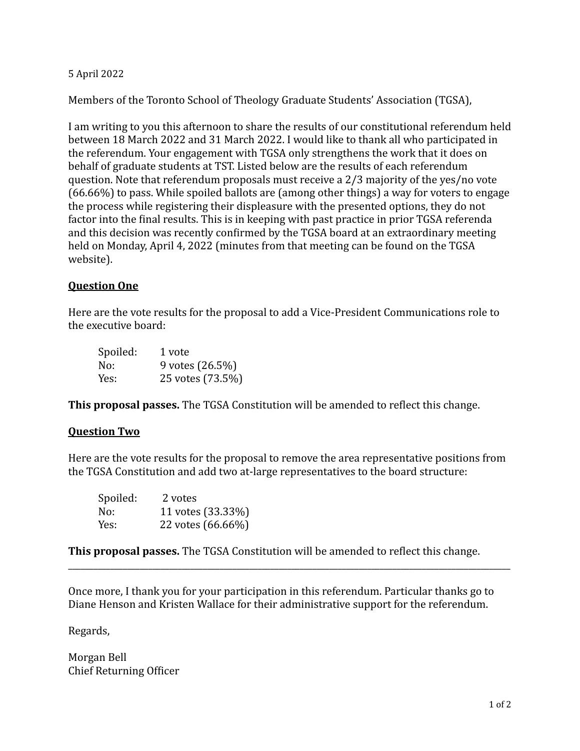5 April 2022

Members of the Toronto School of Theology Graduate Students' Association (TGSA),

I am writing to you this afternoon to share the results of our constitutional referendum held between 18 March 2022 and 31 March 2022. I would like to thank all who participated in the referendum. Your engagement with TGSA only strengthens the work that it does on behalf of graduate students at TST. Listed below are the results of each referendum question. Note that referendum proposals must receive a 2/3 majority of the yes/no vote (66.66%) to pass. While spoiled ballots are (among other things) a way for voters to engage the process while registering their displeasure with the presented options, they do not factor into the final results. This is in keeping with past practice in prior TGSA referenda and this decision was recently confirmed by the TGSA board at an extraordinary meeting held on Monday, April 4, 2022 (minutes from that meeting can be found on the TGSA website).

**Question One**

Here are the vote results for the proposal to add a Vice-President Communications role to the executive board:

| | |
|---|---|
| Spoiled: | 1 vote |
| No: | 9 votes (26.5%) |
| Yes: | 25 votes (73.5%) |

**This proposal passes.** The TGSA Constitution will be amended to reflect this change.

**Question Two**

Here are the vote results for the proposal to remove the area representative positions from the TGSA Constitution and add two at-large representatives to the board structure:

| | |
|---|---|
| Spoiled: | 2 votes |
| No: | 11 votes (33.33%) |
| Yes: | 22 votes (66.66%) |

**This proposal passes.** The TGSA Constitution will be amended to reflect this change.

---

Once more, I thank you for your participation in this referendum. Particular thanks go to Diane Henson and Kristen Wallace for their administrative support for the referendum.

Regards,

Morgan Bell
Chief Returning Officer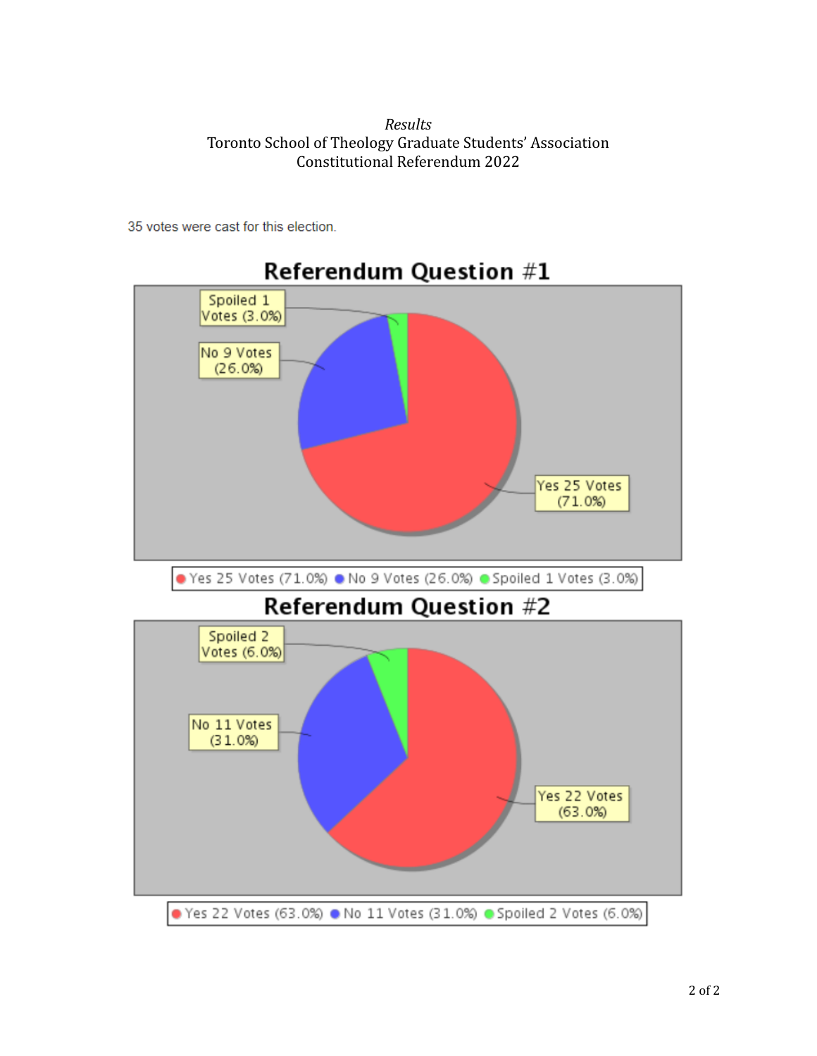*Results*

Toronto School of Theology Graduate Students' Association

Constitutional Referendum 2022

35 votes were cast for this election.

## Referendum Question #1

Spoiled 1 Votes (3.0%)

No 9 Votes (26.0%)

Yes 25 Votes (71.0%)

Yes 25 Votes (71.0%) No 9 Votes (26.0%) Spoiled 1 Votes (3.0%)

## Referendum Question #2

Spoiled 2 Votes (6.0%)

No 11 Votes (31.0%)

Yes 22 Votes (63.0%)

Yes 22 Votes (63.0%) No 11 Votes (31.0%) Spoiled 2 Votes (6.0%)